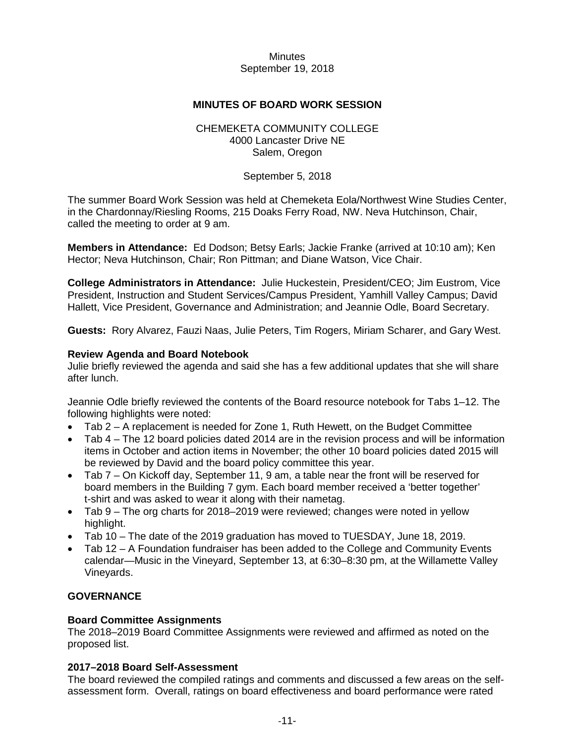Minutes
September 19, 2018

# MINUTES OF BOARD WORK SESSION

CHEMEKETA COMMUNITY COLLEGE
4000 Lancaster Drive NE
Salem, Oregon

September 5, 2018

The summer Board Work Session was held at Chemeketa Eola/Northwest Wine Studies Center, in the Chardonnay/Riesling Rooms, 215 Doaks Ferry Road, NW. Neva Hutchinson, Chair, called the meeting to order at 9 am.

**Members in Attendance:** Ed Dodson; Betsy Earls; Jackie Franke (arrived at 10:10 am); Ken Hector; Neva Hutchinson, Chair; Ron Pittman; and Diane Watson, Vice Chair.

**College Administrators in Attendance:** Julie Huckestein, President/CEO; Jim Eustrom, Vice President, Instruction and Student Services/Campus President, Yamhill Valley Campus; David Hallett, Vice President, Governance and Administration; and Jeannie Odle, Board Secretary.

**Guests:** Rory Alvarez, Fauzi Naas, Julie Peters, Tim Rogers, Miriam Scharer, and Gary West.

### Review Agenda and Board Notebook

Julie briefly reviewed the agenda and said she has a few additional updates that she will share after lunch.

Jeannie Odle briefly reviewed the contents of the Board resource notebook for Tabs 1–12. The following highlights were noted:

- Tab 2 – A replacement is needed for Zone 1, Ruth Hewett, on the Budget Committee
- Tab 4 – The 12 board policies dated 2014 are in the revision process and will be information items in October and action items in November; the other 10 board policies dated 2015 will be reviewed by David and the board policy committee this year.
- Tab 7 – On Kickoff day, September 11, 9 am, a table near the front will be reserved for board members in the Building 7 gym. Each board member received a 'better together' t-shirt and was asked to wear it along with their nametag.
- Tab 9 – The org charts for 2018–2019 were reviewed; changes were noted in yellow highlight.
- Tab 10 – The date of the 2019 graduation has moved to TUESDAY, June 18, 2019.
- Tab 12 – A Foundation fundraiser has been added to the College and Community Events calendar—Music in the Vineyard, September 13, at 6:30–8:30 pm, at the Willamette Valley Vineyards.

## GOVERNANCE

### Board Committee Assignments

The 2018–2019 Board Committee Assignments were reviewed and affirmed as noted on the proposed list.

### 2017–2018 Board Self-Assessment

The board reviewed the compiled ratings and comments and discussed a few areas on the self-assessment form. Overall, ratings on board effectiveness and board performance were rated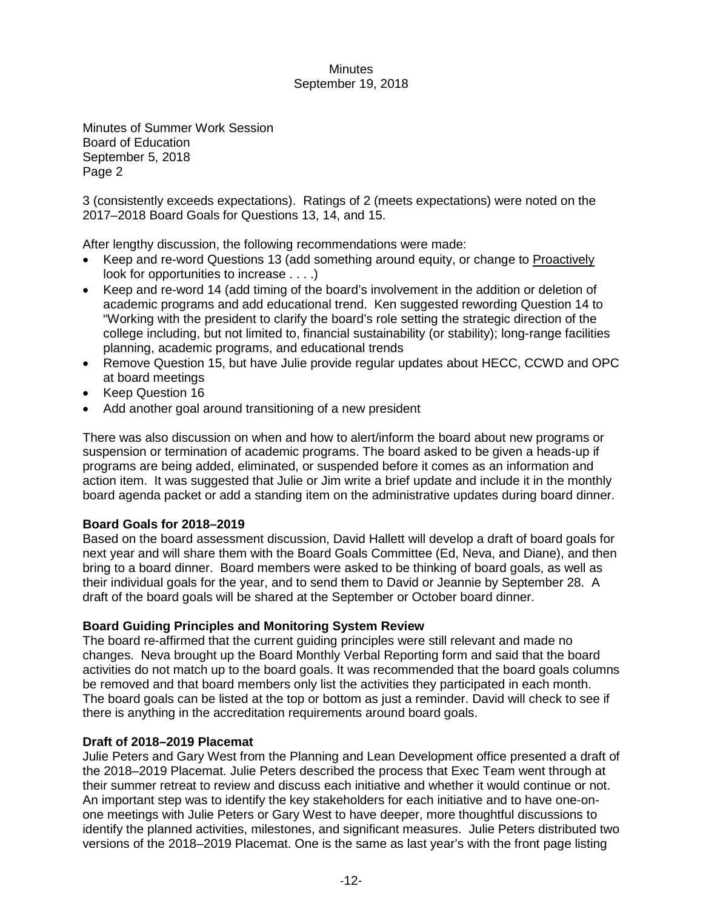3 (consistently exceeds expectations). Ratings of 2 (meets expectations) were noted on the 2017–2018 Board Goals for Questions 13, 14, and 15.

After lengthy discussion, the following recommendations were made:

- Keep and re-word Questions 13 (add something around equity, or change to Proactively look for opportunities to increase . . . .)
- Keep and re-word 14 (add timing of the board's involvement in the addition or deletion of academic programs and add educational trend. Ken suggested rewording Question 14 to "Working with the president to clarify the board's role setting the strategic direction of the college including, but not limited to, financial sustainability (or stability); long-range facilities planning, academic programs, and educational trends
- Remove Question 15, but have Julie provide regular updates about HECC, CCWD and OPC at board meetings
- Keep Question 16
- Add another goal around transitioning of a new president

There was also discussion on when and how to alert/inform the board about new programs or suspension or termination of academic programs. The board asked to be given a heads-up if programs are being added, eliminated, or suspended before it comes as an information and action item. It was suggested that Julie or Jim write a brief update and include it in the monthly board agenda packet or add a standing item on the administrative updates during board dinner.

**Board Goals for 2018–2019**

Based on the board assessment discussion, David Hallett will develop a draft of board goals for next year and will share them with the Board Goals Committee (Ed, Neva, and Diane), and then bring to a board dinner. Board members were asked to be thinking of board goals, as well as their individual goals for the year, and to send them to David or Jeannie by September 28. A draft of the board goals will be shared at the September or October board dinner.

**Board Guiding Principles and Monitoring System Review**

The board re-affirmed that the current guiding principles were still relevant and made no changes. Neva brought up the Board Monthly Verbal Reporting form and said that the board activities do not match up to the board goals. It was recommended that the board goals columns be removed and that board members only list the activities they participated in each month. The board goals can be listed at the top or bottom as just a reminder. David will check to see if there is anything in the accreditation requirements around board goals.

**Draft of 2018–2019 Placemat**

Julie Peters and Gary West from the Planning and Lean Development office presented a draft of the 2018–2019 Placemat. Julie Peters described the process that Exec Team went through at their summer retreat to review and discuss each initiative and whether it would continue or not. An important step was to identify the key stakeholders for each initiative and to have one-on-one meetings with Julie Peters or Gary West to have deeper, more thoughtful discussions to identify the planned activities, milestones, and significant measures. Julie Peters distributed two versions of the 2018–2019 Placemat. One is the same as last year's with the front page listing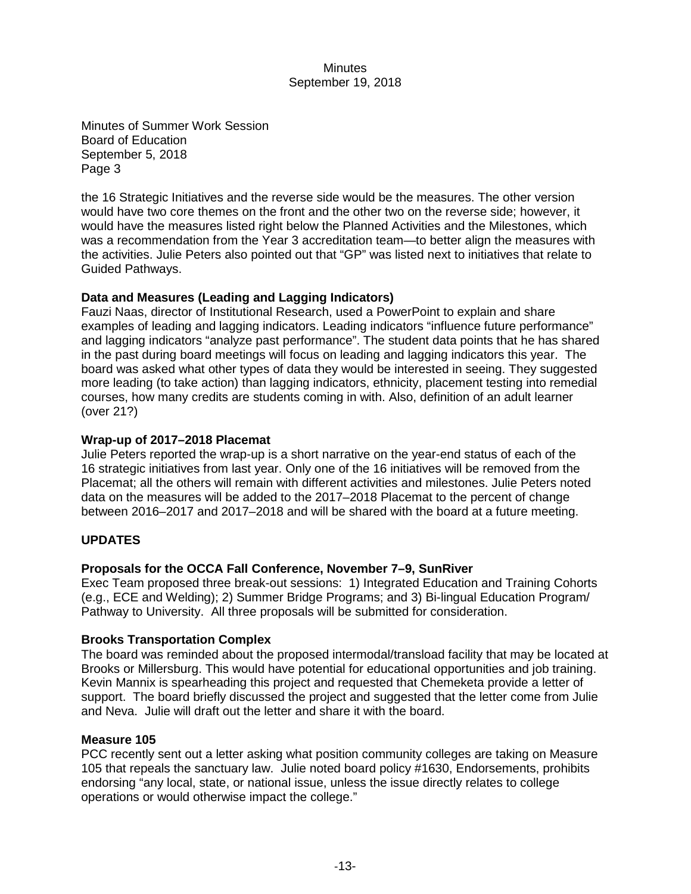Minutes of Summer Work Session
Board of Education
September 5, 2018
Page 3

the 16 Strategic Initiatives and the reverse side would be the measures. The other version would have two core themes on the front and the other two on the reverse side; however, it would have the measures listed right below the Planned Activities and the Milestones, which was a recommendation from the Year 3 accreditation team—to better align the measures with the activities. Julie Peters also pointed out that "GP" was listed next to initiatives that relate to Guided Pathways.

**Data and Measures (Leading and Lagging Indicators)**

Fauzi Naas, director of Institutional Research, used a PowerPoint to explain and share examples of leading and lagging indicators. Leading indicators "influence future performance" and lagging indicators "analyze past performance". The student data points that he has shared in the past during board meetings will focus on leading and lagging indicators this year. The board was asked what other types of data they would be interested in seeing. They suggested more leading (to take action) than lagging indicators, ethnicity, placement testing into remedial courses, how many credits are students coming in with. Also, definition of an adult learner (over 21?)

**Wrap-up of 2017–2018 Placemat**

Julie Peters reported the wrap-up is a short narrative on the year-end status of each of the 16 strategic initiatives from last year. Only one of the 16 initiatives will be removed from the Placemat; all the others will remain with different activities and milestones. Julie Peters noted data on the measures will be added to the 2017–2018 Placemat to the percent of change between 2016–2017 and 2017–2018 and will be shared with the board at a future meeting.

## UPDATES

**Proposals for the OCCA Fall Conference, November 7–9, SunRiver**

Exec Team proposed three break-out sessions: 1) Integrated Education and Training Cohorts (e.g., ECE and Welding); 2) Summer Bridge Programs; and 3) Bi-lingual Education Program/ Pathway to University. All three proposals will be submitted for consideration.

**Brooks Transportation Complex**

The board was reminded about the proposed intermodal/transload facility that may be located at Brooks or Millersburg. This would have potential for educational opportunities and job training. Kevin Mannix is spearheading this project and requested that Chemeketa provide a letter of support. The board briefly discussed the project and suggested that the letter come from Julie and Neva. Julie will draft out the letter and share it with the board.

**Measure 105**

PCC recently sent out a letter asking what position community colleges are taking on Measure 105 that repeals the sanctuary law. Julie noted board policy #1630, Endorsements, prohibits endorsing "any local, state, or national issue, unless the issue directly relates to college operations or would otherwise impact the college."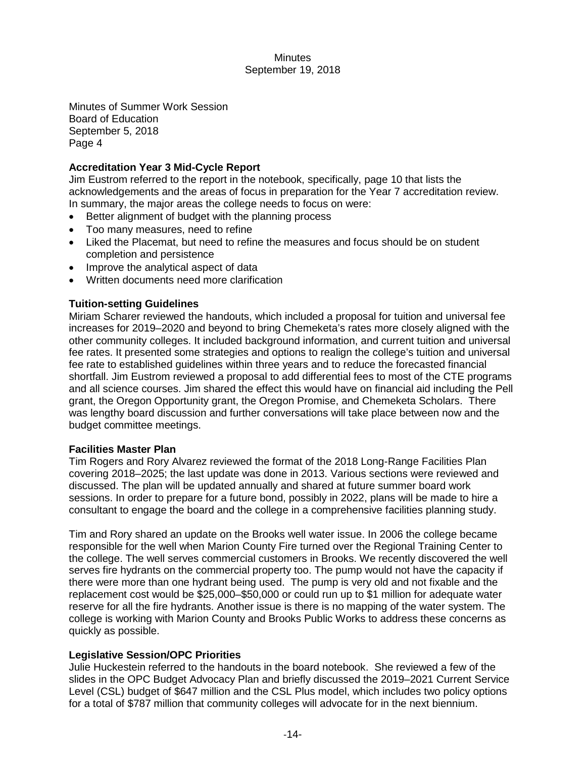Minutes of Summer Work Session
Board of Education
September 5, 2018
Page 4

**Accreditation Year 3 Mid-Cycle Report**

Jim Eustrom referred to the report in the notebook, specifically, page 10 that lists the acknowledgements and the areas of focus in preparation for the Year 7 accreditation review. In summary, the major areas the college needs to focus on were:

- Better alignment of budget with the planning process
- Too many measures, need to refine
- Liked the Placemat, but need to refine the measures and focus should be on student completion and persistence
- Improve the analytical aspect of data
- Written documents need more clarification

**Tuition-setting Guidelines**

Miriam Scharer reviewed the handouts, which included a proposal for tuition and universal fee increases for 2019–2020 and beyond to bring Chemeketa's rates more closely aligned with the other community colleges. It included background information, and current tuition and universal fee rates. It presented some strategies and options to realign the college's tuition and universal fee rate to established guidelines within three years and to reduce the forecasted financial shortfall. Jim Eustrom reviewed a proposal to add differential fees to most of the CTE programs and all science courses. Jim shared the effect this would have on financial aid including the Pell grant, the Oregon Opportunity grant, the Oregon Promise, and Chemeketa Scholars. There was lengthy board discussion and further conversations will take place between now and the budget committee meetings.

**Facilities Master Plan**

Tim Rogers and Rory Alvarez reviewed the format of the 2018 Long-Range Facilities Plan covering 2018–2025; the last update was done in 2013. Various sections were reviewed and discussed. The plan will be updated annually and shared at future summer board work sessions. In order to prepare for a future bond, possibly in 2022, plans will be made to hire a consultant to engage the board and the college in a comprehensive facilities planning study.

Tim and Rory shared an update on the Brooks well water issue. In 2006 the college became responsible for the well when Marion County Fire turned over the Regional Training Center to the college. The well serves commercial customers in Brooks. We recently discovered the well serves fire hydrants on the commercial property too. The pump would not have the capacity if there were more than one hydrant being used. The pump is very old and not fixable and the replacement cost would be $25,000–$50,000 or could run up to $1 million for adequate water reserve for all the fire hydrants. Another issue is there is no mapping of the water system. The college is working with Marion County and Brooks Public Works to address these concerns as quickly as possible.

**Legislative Session/OPC Priorities**

Julie Huckestein referred to the handouts in the board notebook. She reviewed a few of the slides in the OPC Budget Advocacy Plan and briefly discussed the 2019–2021 Current Service Level (CSL) budget of $647 million and the CSL Plus model, which includes two policy options for a total of $787 million that community colleges will advocate for in the next biennium.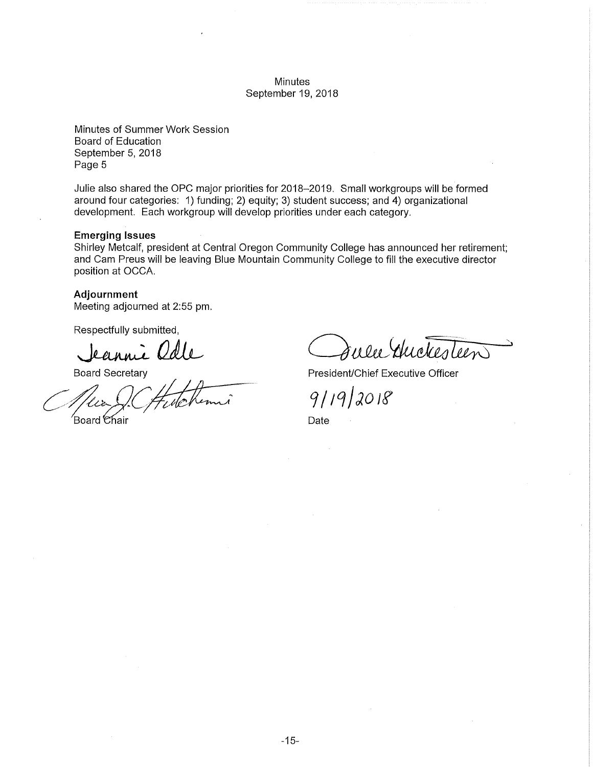Minutes
September 19, 2018

Minutes of Summer Work Session
Board of Education
September 5, 2018
Page 5

Julie also shared the OPC major priorities for 2018–2019. Small workgroups will be formed around four categories: 1) funding; 2) equity; 3) student success; and 4) organizational development. Each workgroup will develop priorities under each category.

**Emerging Issues**

Shirley Metcalf, president at Central Oregon Community College has announced her retirement; and Cam Preus will be leaving Blue Mountain Community College to fill the executive director position at OCCA.

**Adjournment**

Meeting adjourned at 2:55 pm.

Respectfully submitted,

Jeannie Odle

Board Secretary

Board Chair

President/Chief Executive Officer

9/19/2018

Date